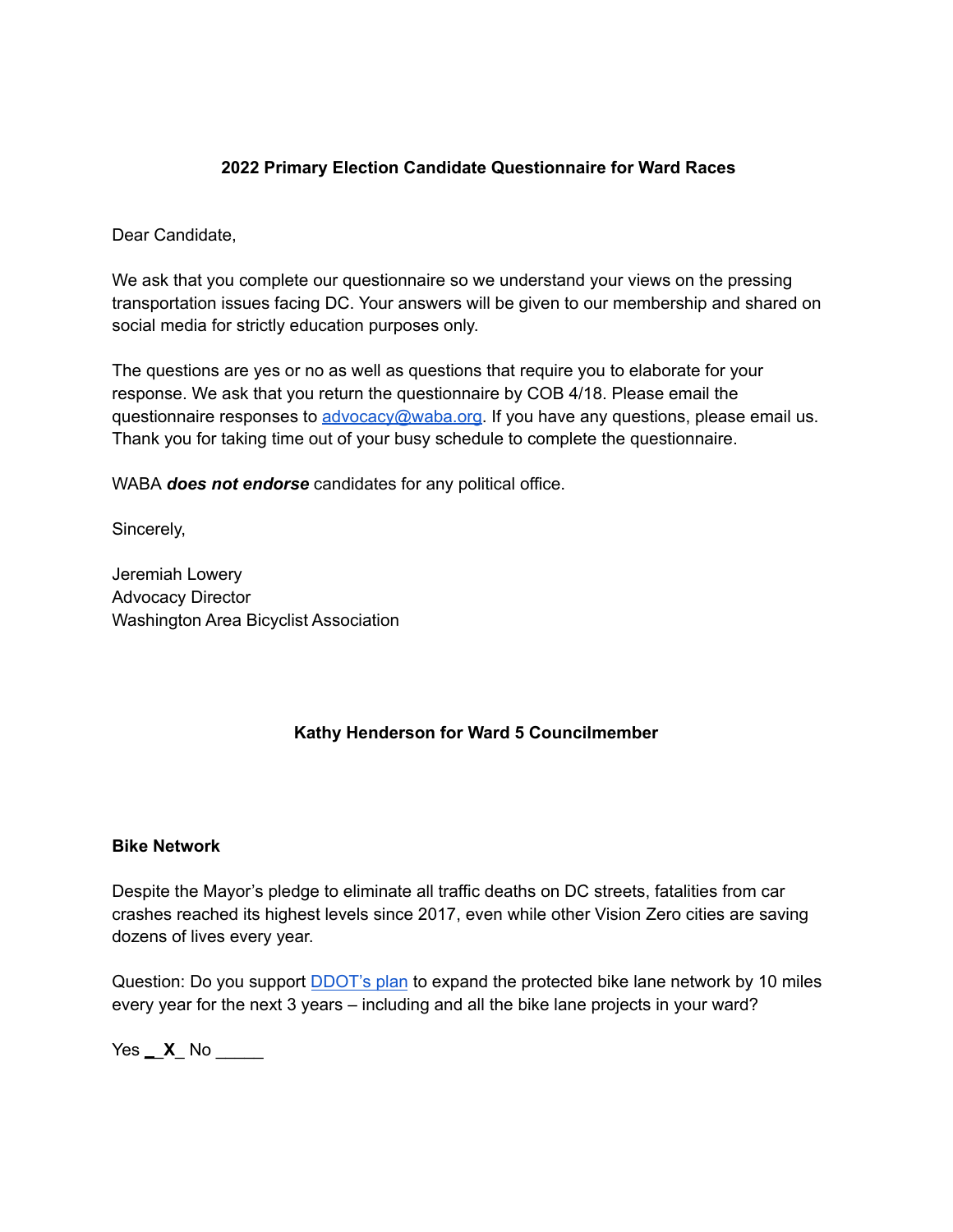**2022 Primary Election Candidate Questionnaire for Ward Races**

Dear Candidate,

We ask that you complete our questionnaire so we understand your views on the pressing transportation issues facing DC. Your answers will be given to our membership and shared on social media for strictly education purposes only.

The questions are yes or no as well as questions that require you to elaborate for your response. We ask that you return the questionnaire by COB 4/18. Please email the questionnaire responses to [advocacy@waba.org](mailto:advocacy@waba.org). If you have any questions, please email us. Thank you for taking time out of your busy schedule to complete the questionnaire.

WABA ***does not endorse*** candidates for any political office.

Sincerely,

Jeremiah Lowery
Advocacy Director
Washington Area Bicyclist Association

**Kathy Henderson for Ward 5 Councilmember**

**Bike Network**

Despite the Mayor's pledge to eliminate all traffic deaths on DC streets, fatalities from car crashes reached its highest levels since 2017, even while other Vision Zero cities are saving dozens of lives every year.

Question: Do you support DDOT's plan to expand the protected bike lane network by 10 miles every year for the next 3 years – including and all the bike lane projects in your ward?

Yes **\_X\_** No \_\_\_\_\_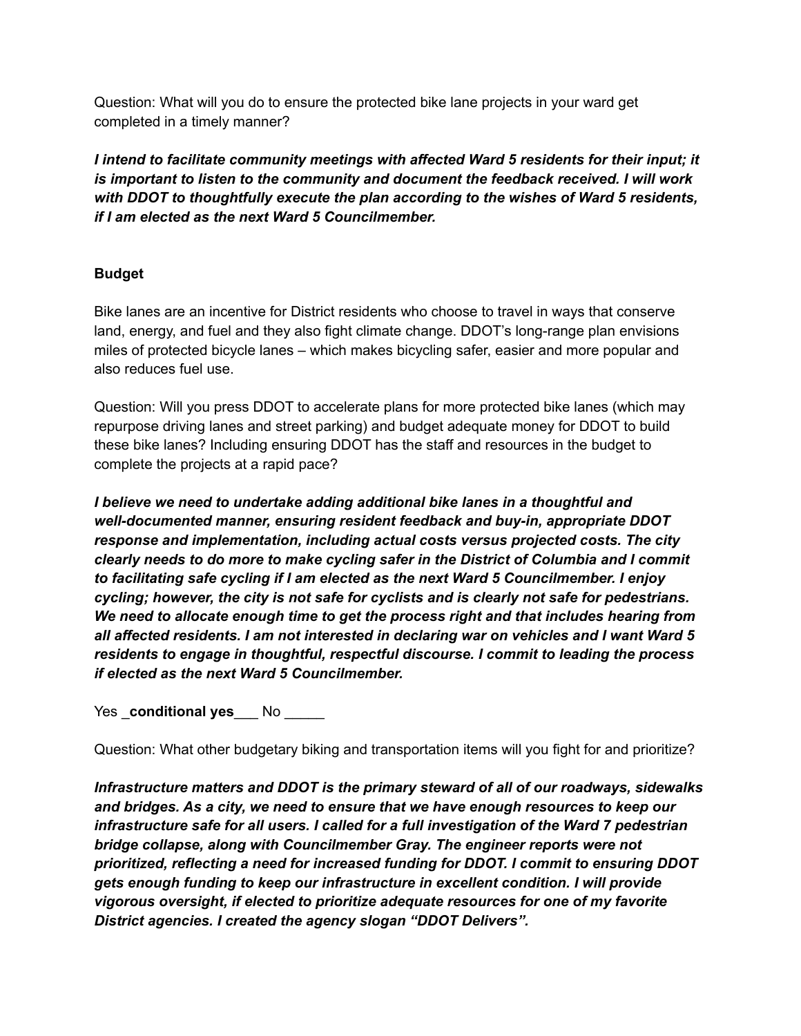Question: What will you do to ensure the protected bike lane projects in your ward get completed in a timely manner?

***I intend to facilitate community meetings with affected Ward 5 residents for their input; it is important to listen to the community and document the feedback received. I will work with DDOT to thoughtfully execute the plan according to the wishes of Ward 5 residents, if I am elected as the next Ward 5 Councilmember.***

**Budget**

Bike lanes are an incentive for District residents who choose to travel in ways that conserve land, energy, and fuel and they also fight climate change. DDOT's long-range plan envisions miles of protected bicycle lanes – which makes bicycling safer, easier and more popular and also reduces fuel use.

Question: Will you press DDOT to accelerate plans for more protected bike lanes (which may repurpose driving lanes and street parking) and budget adequate money for DDOT to build these bike lanes? Including ensuring DDOT has the staff and resources in the budget to complete the projects at a rapid pace?

***I believe we need to undertake adding additional bike lanes in a thoughtful and well-documented manner, ensuring resident feedback and buy-in, appropriate DDOT response and implementation, including actual costs versus projected costs. The city clearly needs to do more to make cycling safer in the District of Columbia and I commit to facilitating safe cycling if I am elected as the next Ward 5 Councilmember. I enjoy cycling; however, the city is not safe for cyclists and is clearly not safe for pedestrians. We need to allocate enough time to get the process right and that includes hearing from all affected residents. I am not interested in declaring war on vehicles and I want Ward 5 residents to engage in thoughtful, respectful discourse. I commit to leading the process if elected as the next Ward 5 Councilmember.***

Yes _**conditional yes**___ No _____

Question: What other budgetary biking and transportation items will you fight for and prioritize?

***Infrastructure matters and DDOT is the primary steward of all of our roadways, sidewalks and bridges. As a city, we need to ensure that we have enough resources to keep our infrastructure safe for all users. I called for a full investigation of the Ward 7 pedestrian bridge collapse, along with Councilmember Gray. The engineer reports were not prioritized, reflecting a need for increased funding for DDOT. I commit to ensuring DDOT gets enough funding to keep our infrastructure in excellent condition. I will provide vigorous oversight, if elected to prioritize adequate resources for one of my favorite District agencies. I created the agency slogan "DDOT Delivers".***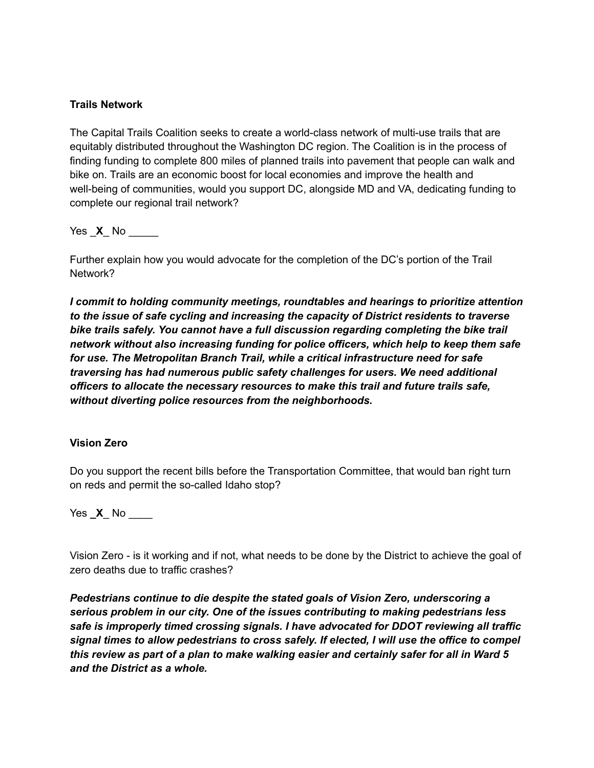**Trails Network**

The Capital Trails Coalition seeks to create a world-class network of multi-use trails that are equitably distributed throughout the Washington DC region. The Coalition is in the process of finding funding to complete 800 miles of planned trails into pavement that people can walk and bike on. Trails are an economic boost for local economies and improve the health and well-being of communities, would you support DC, alongside MD and VA, dedicating funding to complete our regional trail network?

Yes _**X**_ No _____

Further explain how you would advocate for the completion of the DC's portion of the Trail Network?

***I commit to holding community meetings, roundtables and hearings to prioritize attention to the issue of safe cycling and increasing the capacity of District residents to traverse bike trails safely. You cannot have a full discussion regarding completing the bike trail network without also increasing funding for police officers, which help to keep them safe for use. The Metropolitan Branch Trail, while a critical infrastructure need for safe traversing has had numerous public safety challenges for users. We need additional officers to allocate the necessary resources to make this trail and future trails safe, without diverting police resources from the neighborhoods.***

**Vision Zero**

Do you support the recent bills before the Transportation Committee, that would ban right turn on reds and permit the so-called Idaho stop?

Yes _**X**_ No ____

Vision Zero - is it working and if not, what needs to be done by the District to achieve the goal of zero deaths due to traffic crashes?

***Pedestrians continue to die despite the stated goals of Vision Zero, underscoring a serious problem in our city. One of the issues contributing to making pedestrians less safe is improperly timed crossing signals. I have advocated for DDOT reviewing all traffic signal times to allow pedestrians to cross safely. If elected, I will use the office to compel this review as part of a plan to make walking easier and certainly safer for all in Ward 5 and the District as a whole.***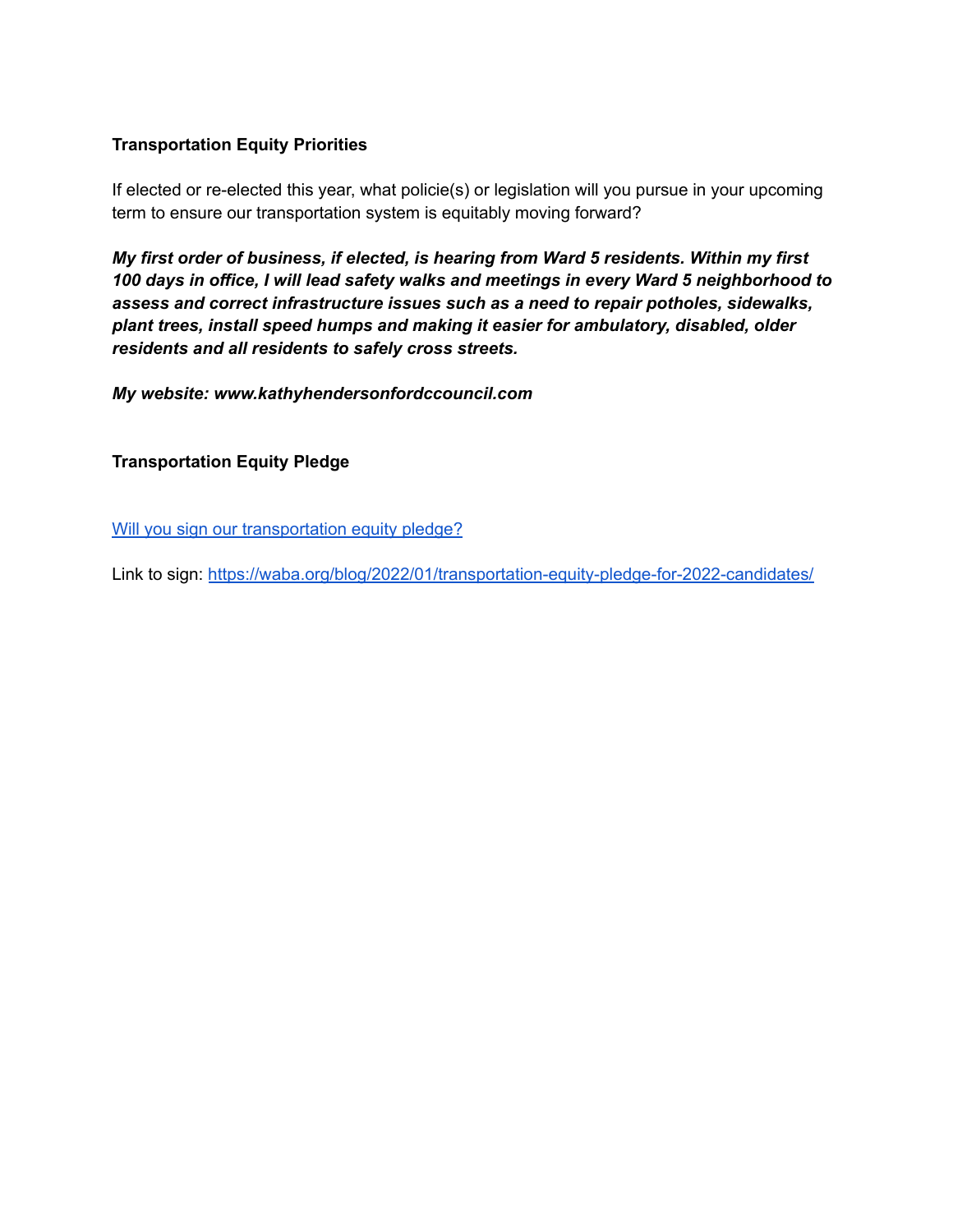**Transportation Equity Priorities**

If elected or re-elected this year, what policie(s) or legislation will you pursue in your upcoming term to ensure our transportation system is equitably moving forward?

***My first order of business, if elected, is hearing from Ward 5 residents. Within my first 100 days in office, I will lead safety walks and meetings in every Ward 5 neighborhood to assess and correct infrastructure issues such as a need to repair potholes, sidewalks, plant trees, install speed humps and making it easier for ambulatory, disabled, older residents and all residents to safely cross streets.***

***My website: www.kathyhendersonfordccouncil.com***

**Transportation Equity Pledge**

[Will you sign our transportation equity pledge?](https://waba.org/blog/2022/01/transportation-equity-pledge-for-2022-candidates/)

Link to sign: https://waba.org/blog/2022/01/transportation-equity-pledge-for-2022-candidates/